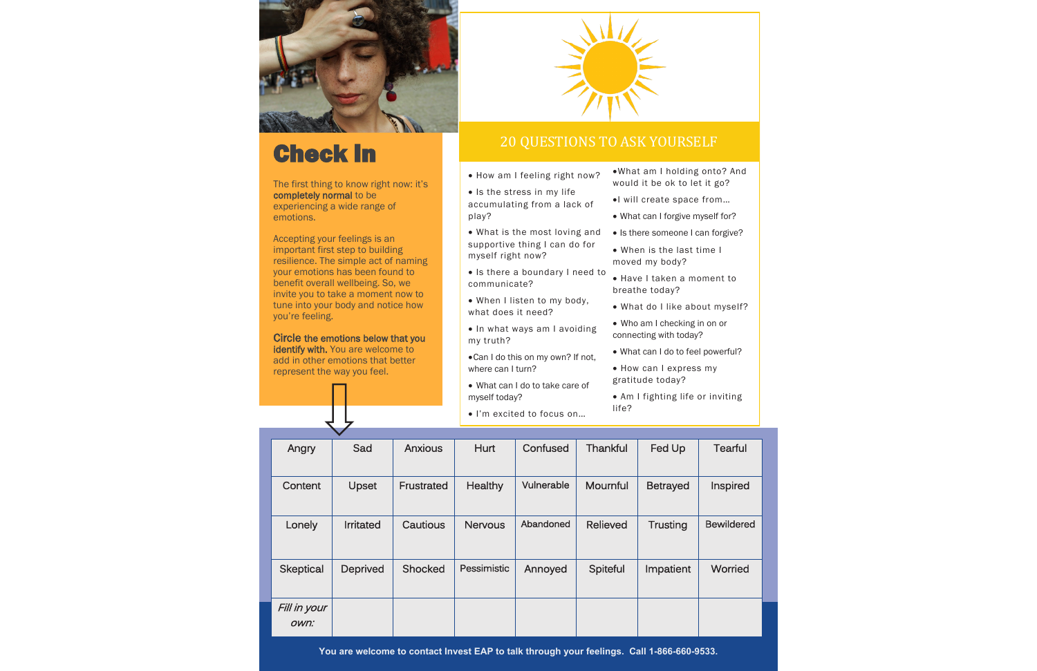# Check In

The first thing to know right now: it's **completely normal** to be experiencing a wide range of emotions.

Accepting your feelings is an important first step to building resilience. The simple act of naming your emotions has been found to benefit overall wellbeing. So, we invite you to take a moment now to tune into your body and notice how you're feeling.

**Circle the emotions below that you identify with.** You are welcome to add in other emotions that better represent the way you feel.

## 20 QUESTIONS TO ASK YOURSELF

- How am I feeling right now?
- Is the stress in my life accumulating from a lack of play?
- What is the most loving and supportive thing I can do for myself right now?
- Is there a boundary I need to communicate?
- When I listen to my body, what does it need?
- In what ways am I avoiding my truth?
- Can I do this on my own? If not, where can I turn?
- What can I do to take care of myself today?
- I'm excited to focus on…
- What am I holding onto? And would it be ok to let it go?
- I will create space from…
- What can I forgive myself for?
- Is there someone I can forgive?
- When is the last time I moved my body?
- Have I taken a moment to breathe today?
- What do I like about myself?
- Who am I checking in on or connecting with today?
- What can I do to feel powerful?
- How can I express my gratitude today?
- Am I fighting life or inviting life?

| Angry | Sad | Anxious | Hurt | Confused | Thankful | Fed Up | Tearful |
|---|---|---|---|---|---|---|---|
| Content | Upset | Frustrated | Healthy | Vulnerable | Mournful | Betrayed | Inspired |
| Lonely | Irritated | Cautious | Nervous | Abandoned | Relieved | Trusting | Bewildered |
| Skeptical | Deprived | Shocked | Pessimistic | Annoyed | Spiteful | Impatient | Worried |
| *Fill in your own:* | | | | | | | |

**You are welcome to contact Invest EAP to talk through your feelings. Call 1-866-660-9533.**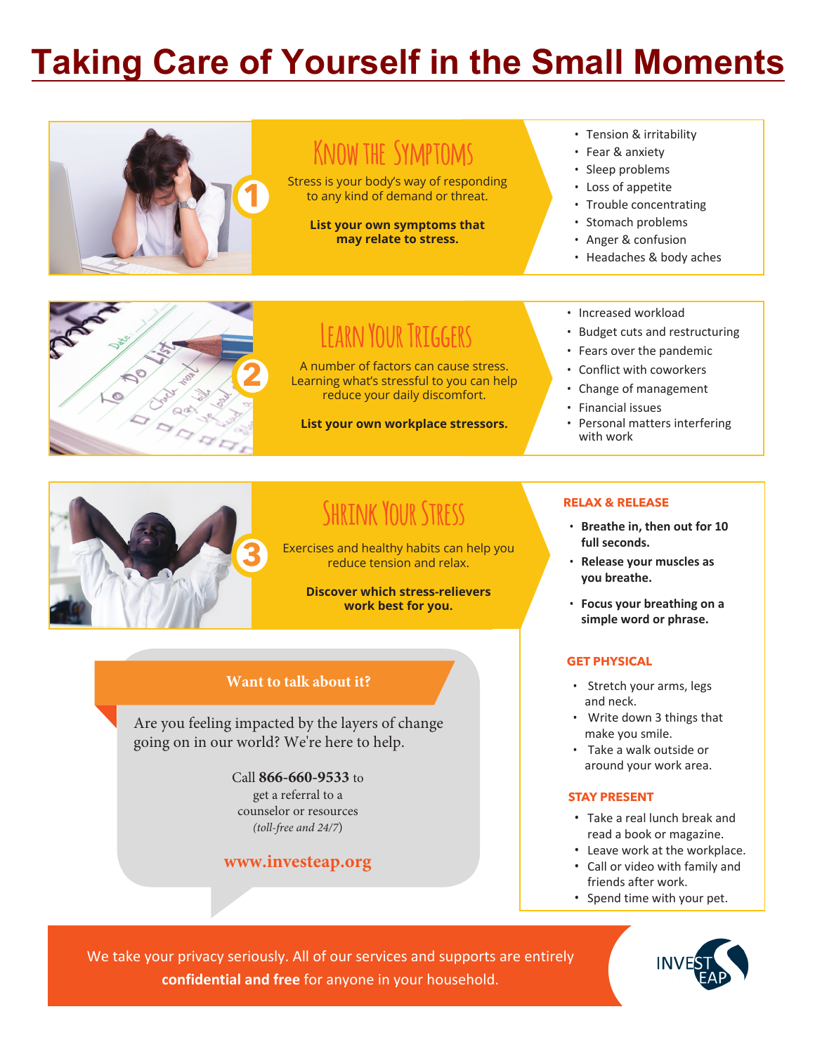# Taking Care of Yourself in the Small Moments

## 1 Know the Symptoms

Stress is your body's way of responding to any kind of demand or threat.

**List your own symptoms that may relate to stress.**

- Tension & irritability
- Fear & anxiety
- Sleep problems
- Loss of appetite
- Trouble concentrating
- Stomach problems
- Anger & confusion
- Headaches & body aches

## 2 Learn Your Triggers

A number of factors can cause stress. Learning what's stressful to you can help reduce your daily discomfort.

**List your own workplace stressors.**

- Increased workload
- Budget cuts and restructuring
- Fears over the pandemic
- Conflict with coworkers
- Change of management
- Financial issues
- Personal matters interfering with work

## 3 Shrink Your Stress

Exercises and healthy habits can help you reduce tension and relax.

**Discover which stress-relievers work best for you.**

### RELAX & RELEASE

- **Breathe in, then out for 10 full seconds.**
- **Release your muscles as you breathe.**
- **Focus your breathing on a simple word or phrase.**

### GET PHYSICAL

- Stretch your arms, legs and neck.
- Write down 3 things that make you smile.
- Take a walk outside or around your work area.

### STAY PRESENT

- Take a real lunch break and read a book or magazine.
- Leave work at the workplace.
- Call or video with family and friends after work.
- Spend time with your pet.

### Want to talk about it?

Are you feeling impacted by the layers of change going on in our world? We're here to help.

Call **866-660-9533** to get a referral to a counselor or resources *(toll-free and 24/7)*

**www.investeap.org**

We take your privacy seriously. All of our services and supports are entirely **confidential and free** for anyone in your household.

INVEST EAP